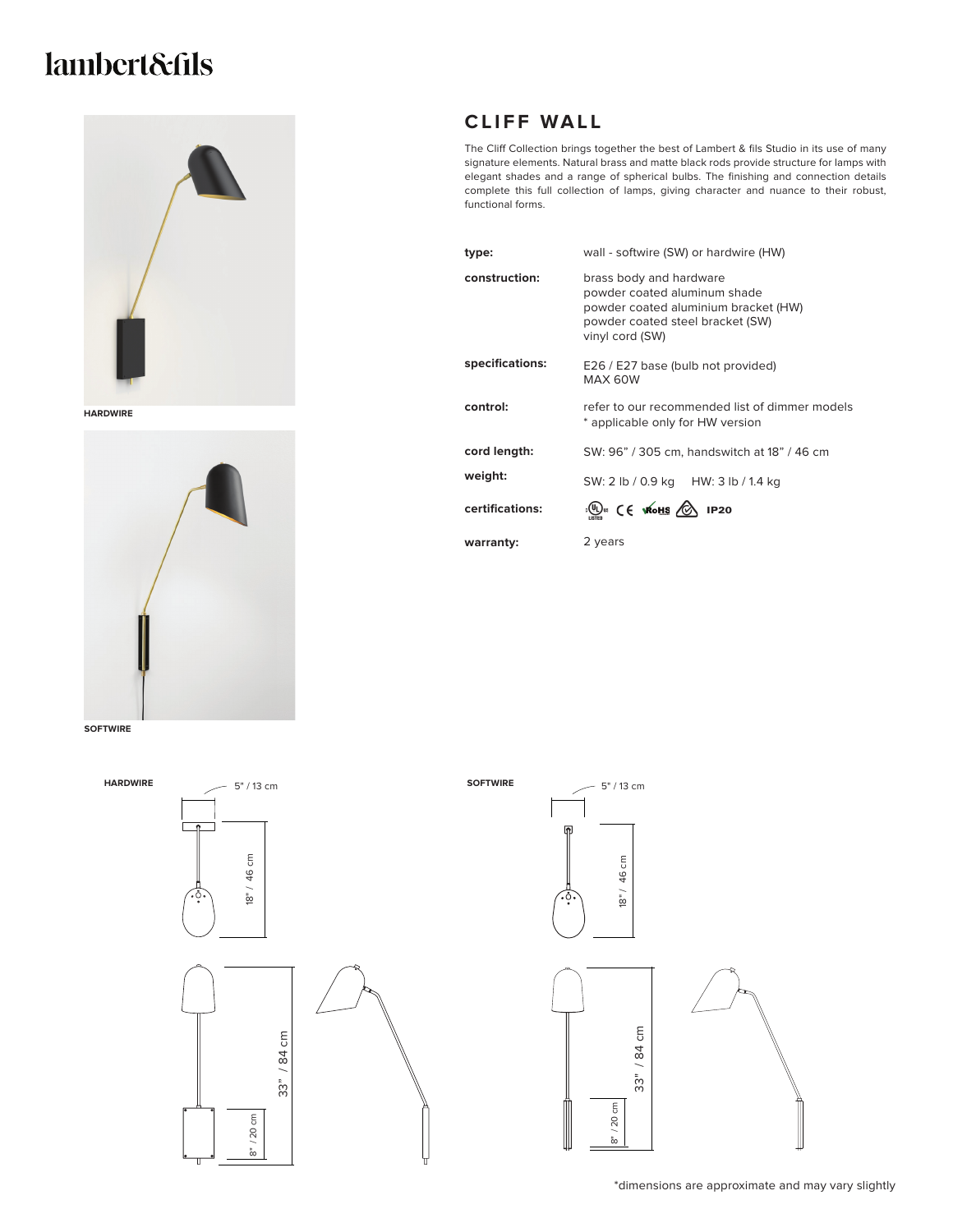lambert&fils

HARDWIRE

SOFTWIRE

# CLIFF WALL

The Cliff Collection brings together the best of Lambert & fils Studio in its use of many signature elements. Natural brass and matte black rods provide structure for lamps with elegant shades and a range of spherical bulbs. The finishing and connection details complete this full collection of lamps, giving character and nuance to their robust, functional forms.

| | |
|---|---|
| **type:** | wall - softwire (SW) or hardwire (HW) |
| **construction:** | brass body and hardware<br>powder coated aluminum shade<br>powder coated aluminium bracket (HW)<br>powder coated steel bracket (SW)<br>vinyl cord (SW) |
| **specifications:** | E26 / E27 base (bulb not provided)<br>MAX 60W |
| **control:** | refer to our recommended list of dimmer models<br>* applicable only for HW version |
| **cord length:** | SW: 96" / 305 cm, handswitch at 18" / 46 cm |
| **weight:** | SW: 2 lb / 0.9 kg HW: 3 lb / 1.4 kg |
| **certifications:** | UL CE RoHS IP20 |
| **warranty:** | 2 years |

HARDWIRE

5" / 13 cm

18" / 46 cm

33" / 84 cm

8" / 20 cm

SOFTWIRE

5" / 13 cm

18" / 46 cm

33" / 84 cm

8" / 20 cm

*dimensions are approximate and may vary slightly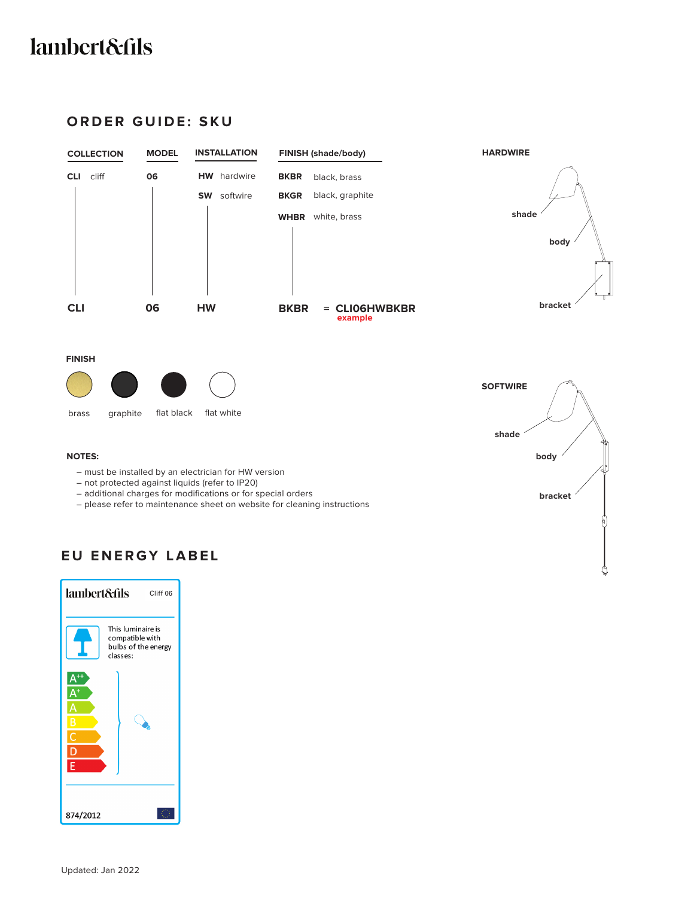lambert&fils

## ORDER GUIDE: SKU

| COLLECTION | MODEL | INSTALLATION | FINISH (shade/body) |
|---|---|---|---|
| CLI cliff | 06 | HW hardwire | BKBR black, brass |
| | | SW softwire | BKGR black, graphite |
| | | | WHBR white, brass |

CLI 06 HW BKBR = CLI06HWBKBR
example

HARDWIRE

shade
body
bracket

SOFTWIRE

shade
body
bracket

### FINISH

brass
graphite
flat black
flat white

### NOTES:

- must be installed by an electrician for HW version
- not protected against liquids (refer to IP20)
- additional charges for modifications or for special orders
- please refer to maintenance sheet on website for cleaning instructions

## EU ENERGY LABEL

lambert&fils Cliff 06

This luminaire is compatible with bulbs of the energy classes:

A++
A+
A
B
C
D
E

874/2012

Updated: Jan 2022